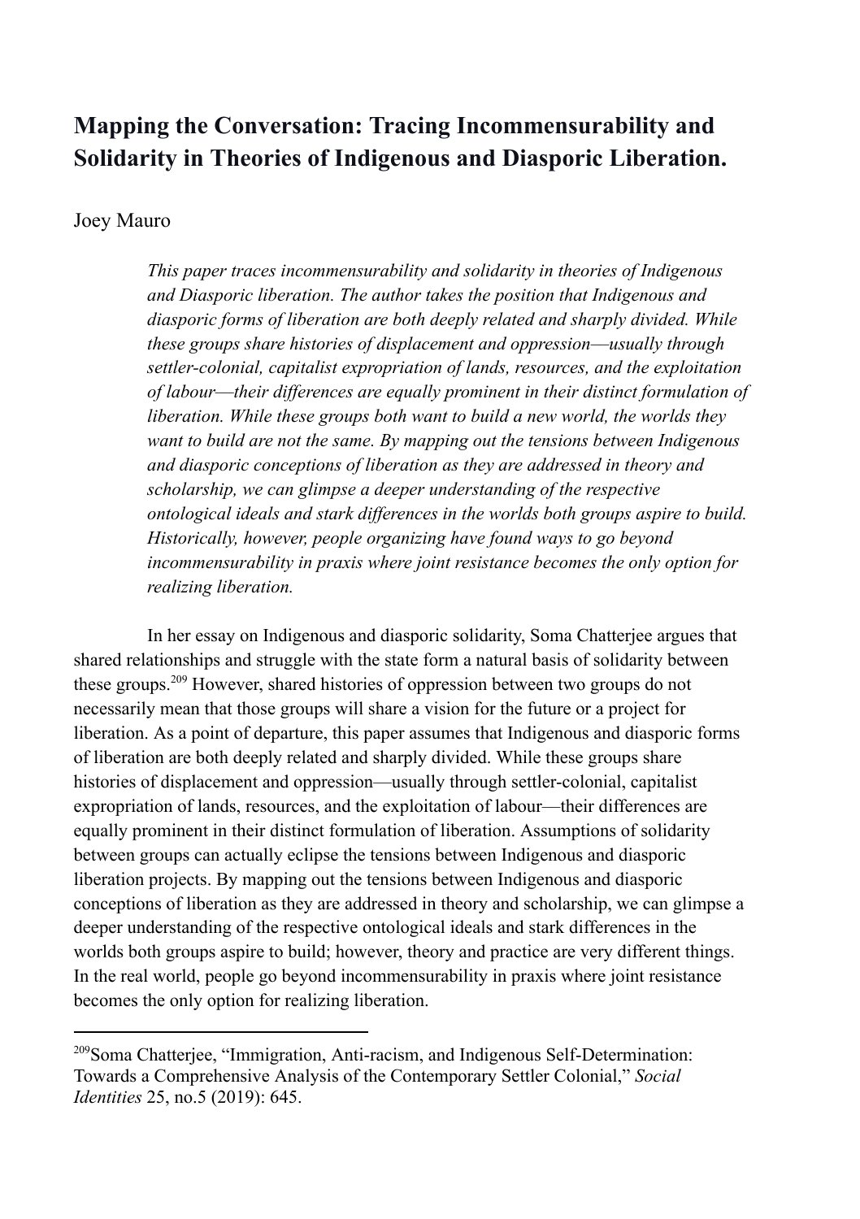# Mapping the Conversation: Tracing Incommensurability and Solidarity in Theories of Indigenous and Diasporic Liberation.

Joey Mauro

*This paper traces incommensurability and solidarity in theories of Indigenous and Diasporic liberation. The author takes the position that Indigenous and diasporic forms of liberation are both deeply related and sharply divided. While these groups share histories of displacement and oppression—usually through settler-colonial, capitalist expropriation of lands, resources, and the exploitation of labour—their differences are equally prominent in their distinct formulation of liberation. While these groups both want to build a new world, the worlds they want to build are not the same. By mapping out the tensions between Indigenous and diasporic conceptions of liberation as they are addressed in theory and scholarship, we can glimpse a deeper understanding of the respective ontological ideals and stark differences in the worlds both groups aspire to build. Historically, however, people organizing have found ways to go beyond incommensurability in praxis where joint resistance becomes the only option for realizing liberation.*

In her essay on Indigenous and diasporic solidarity, Soma Chatterjee argues that shared relationships and struggle with the state form a natural basis of solidarity between these groups.[209] However, shared histories of oppression between two groups do not necessarily mean that those groups will share a vision for the future or a project for liberation. As a point of departure, this paper assumes that Indigenous and diasporic forms of liberation are both deeply related and sharply divided. While these groups share histories of displacement and oppression—usually through settler-colonial, capitalist expropriation of lands, resources, and the exploitation of labour—their differences are equally prominent in their distinct formulation of liberation. Assumptions of solidarity between groups can actually eclipse the tensions between Indigenous and diasporic liberation projects. By mapping out the tensions between Indigenous and diasporic conceptions of liberation as they are addressed in theory and scholarship, we can glimpse a deeper understanding of the respective ontological ideals and stark differences in the worlds both groups aspire to build; however, theory and practice are very different things. In the real world, people go beyond incommensurability in praxis where joint resistance becomes the only option for realizing liberation.

---

[209] Soma Chatterjee, "Immigration, Anti-racism, and Indigenous Self-Determination: Towards a Comprehensive Analysis of the Contemporary Settler Colonial," *Social Identities* 25, no.5 (2019): 645.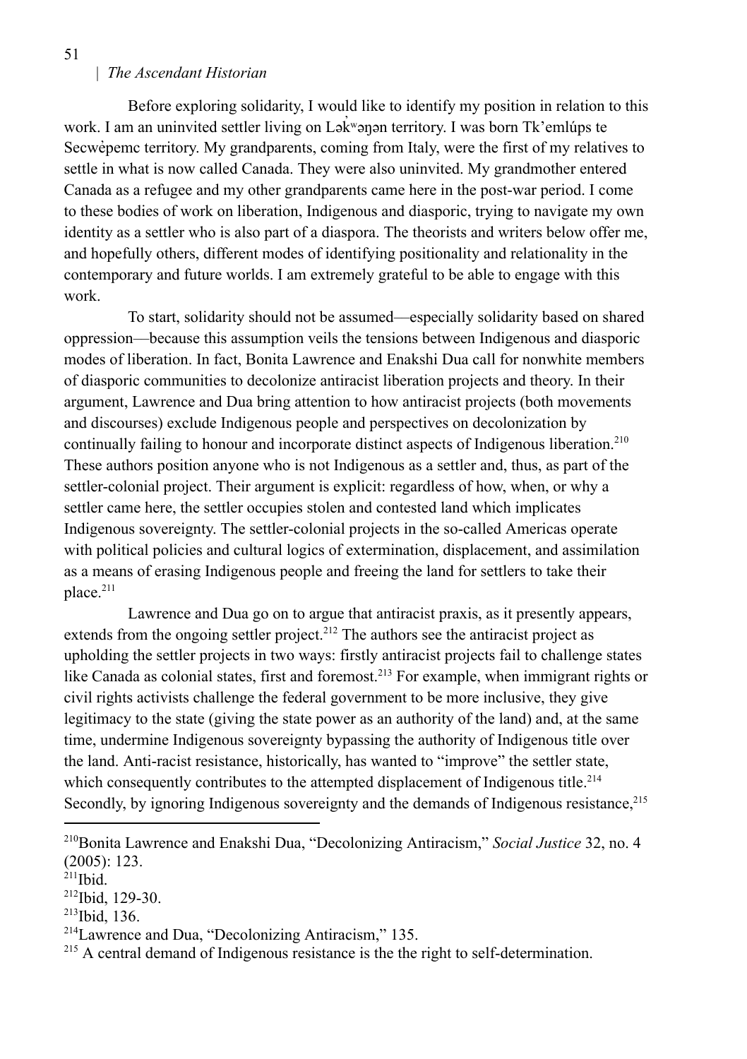Before exploring solidarity, I would like to identify my position in relation to this work. I am an uninvited settler living on Lək̓ʷəŋən territory. I was born Tk'emlúps te Secwépemc territory. My grandparents, coming from Italy, were the first of my relatives to settle in what is now called Canada. They were also uninvited. My grandmother entered Canada as a refugee and my other grandparents came here in the post-war period. I come to these bodies of work on liberation, Indigenous and diasporic, trying to navigate my own identity as a settler who is also part of a diaspora. The theorists and writers below offer me, and hopefully others, different modes of identifying positionality and relationality in the contemporary and future worlds. I am extremely grateful to be able to engage with this work.

To start, solidarity should not be assumed—especially solidarity based on shared oppression—because this assumption veils the tensions between Indigenous and diasporic modes of liberation. In fact, Bonita Lawrence and Enakshi Dua call for nonwhite members of diasporic communities to decolonize antiracist liberation projects and theory. In their argument, Lawrence and Dua bring attention to how antiracist projects (both movements and discourses) exclude Indigenous people and perspectives on decolonization by continually failing to honour and incorporate distinct aspects of Indigenous liberation.[210] These authors position anyone who is not Indigenous as a settler and, thus, as part of the settler-colonial project. Their argument is explicit: regardless of how, when, or why a settler came here, the settler occupies stolen and contested land which implicates Indigenous sovereignty. The settler-colonial projects in the so-called Americas operate with political policies and cultural logics of extermination, displacement, and assimilation as a means of erasing Indigenous people and freeing the land for settlers to take their place.[211]

Lawrence and Dua go on to argue that antiracist praxis, as it presently appears, extends from the ongoing settler project.[212] The authors see the antiracist project as upholding the settler projects in two ways: firstly antiracist projects fail to challenge states like Canada as colonial states, first and foremost.[213] For example, when immigrant rights or civil rights activists challenge the federal government to be more inclusive, they give legitimacy to the state (giving the state power as an authority of the land) and, at the same time, undermine Indigenous sovereignty bypassing the authority of Indigenous title over the land. Anti-racist resistance, historically, has wanted to "improve" the settler state, which consequently contributes to the attempted displacement of Indigenous title.[214] Secondly, by ignoring Indigenous sovereignty and the demands of Indigenous resistance,[215]

---

[210] Bonita Lawrence and Enakshi Dua, "Decolonizing Antiracism," *Social Justice* 32, no. 4 (2005): 123.

[211] Ibid.

[212] Ibid, 129-30.

[213] Ibid, 136.

[214] Lawrence and Dua, "Decolonizing Antiracism," 135.

[215] A central demand of Indigenous resistance is the the right to self-determination.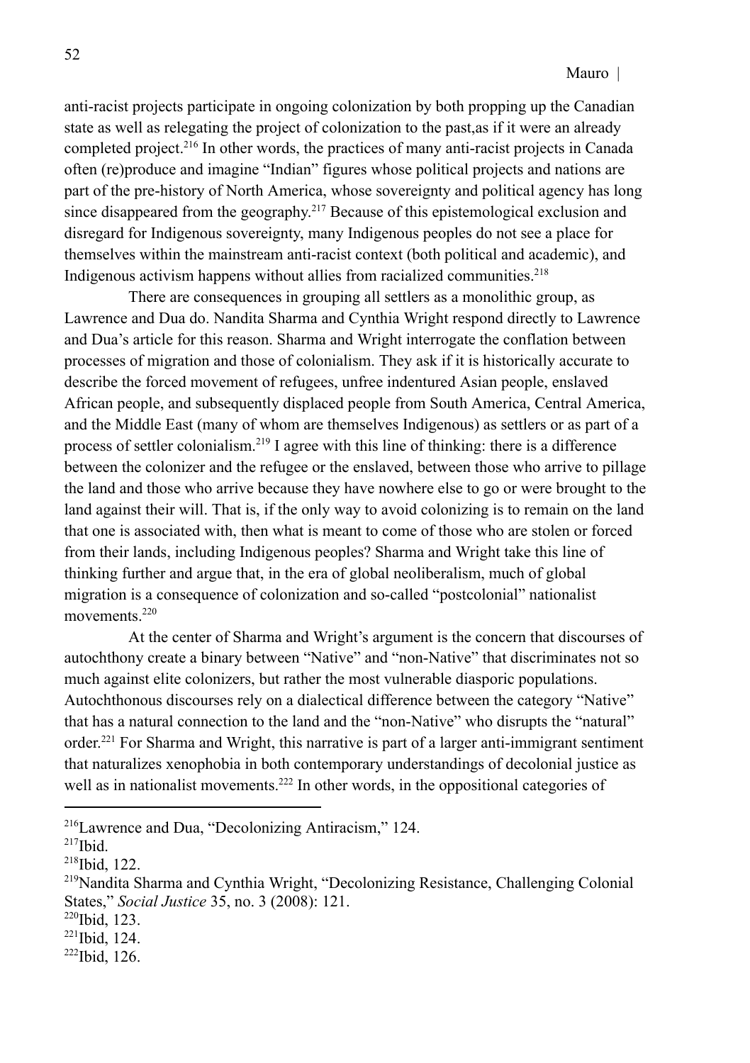anti-racist projects participate in ongoing colonization by both propping up the Canadian state as well as relegating the project of colonization to the past,as if it were an already completed project.[216] In other words, the practices of many anti-racist projects in Canada often (re)produce and imagine "Indian" figures whose political projects and nations are part of the pre-history of North America, whose sovereignty and political agency has long since disappeared from the geography.[217] Because of this epistemological exclusion and disregard for Indigenous sovereignty, many Indigenous peoples do not see a place for themselves within the mainstream anti-racist context (both political and academic), and Indigenous activism happens without allies from racialized communities.[218]

There are consequences in grouping all settlers as a monolithic group, as Lawrence and Dua do. Nandita Sharma and Cynthia Wright respond directly to Lawrence and Dua's article for this reason. Sharma and Wright interrogate the conflation between processes of migration and those of colonialism. They ask if it is historically accurate to describe the forced movement of refugees, unfree indentured Asian people, enslaved African people, and subsequently displaced people from South America, Central America, and the Middle East (many of whom are themselves Indigenous) as settlers or as part of a process of settler colonialism.[219] I agree with this line of thinking: there is a difference between the colonizer and the refugee or the enslaved, between those who arrive to pillage the land and those who arrive because they have nowhere else to go or were brought to the land against their will. That is, if the only way to avoid colonizing is to remain on the land that one is associated with, then what is meant to come of those who are stolen or forced from their lands, including Indigenous peoples? Sharma and Wright take this line of thinking further and argue that, in the era of global neoliberalism, much of global migration is a consequence of colonization and so-called "postcolonial" nationalist movements.[220]

At the center of Sharma and Wright's argument is the concern that discourses of autochthony create a binary between "Native" and "non-Native" that discriminates not so much against elite colonizers, but rather the most vulnerable diasporic populations. Autochthonous discourses rely on a dialectical difference between the category "Native" that has a natural connection to the land and the "non-Native" who disrupts the "natural" order.[221] For Sharma and Wright, this narrative is part of a larger anti-immigrant sentiment that naturalizes xenophobia in both contemporary understandings of decolonial justice as well as in nationalist movements.[222] In other words, in the oppositional categories of

---

[216] Lawrence and Dua, "Decolonizing Antiracism," 124.

[217] Ibid.

[218] Ibid, 122.

[219] Nandita Sharma and Cynthia Wright, "Decolonizing Resistance, Challenging Colonial States," *Social Justice* 35, no. 3 (2008): 121.

[220] Ibid, 123.

[221] Ibid, 124.

[222] Ibid, 126.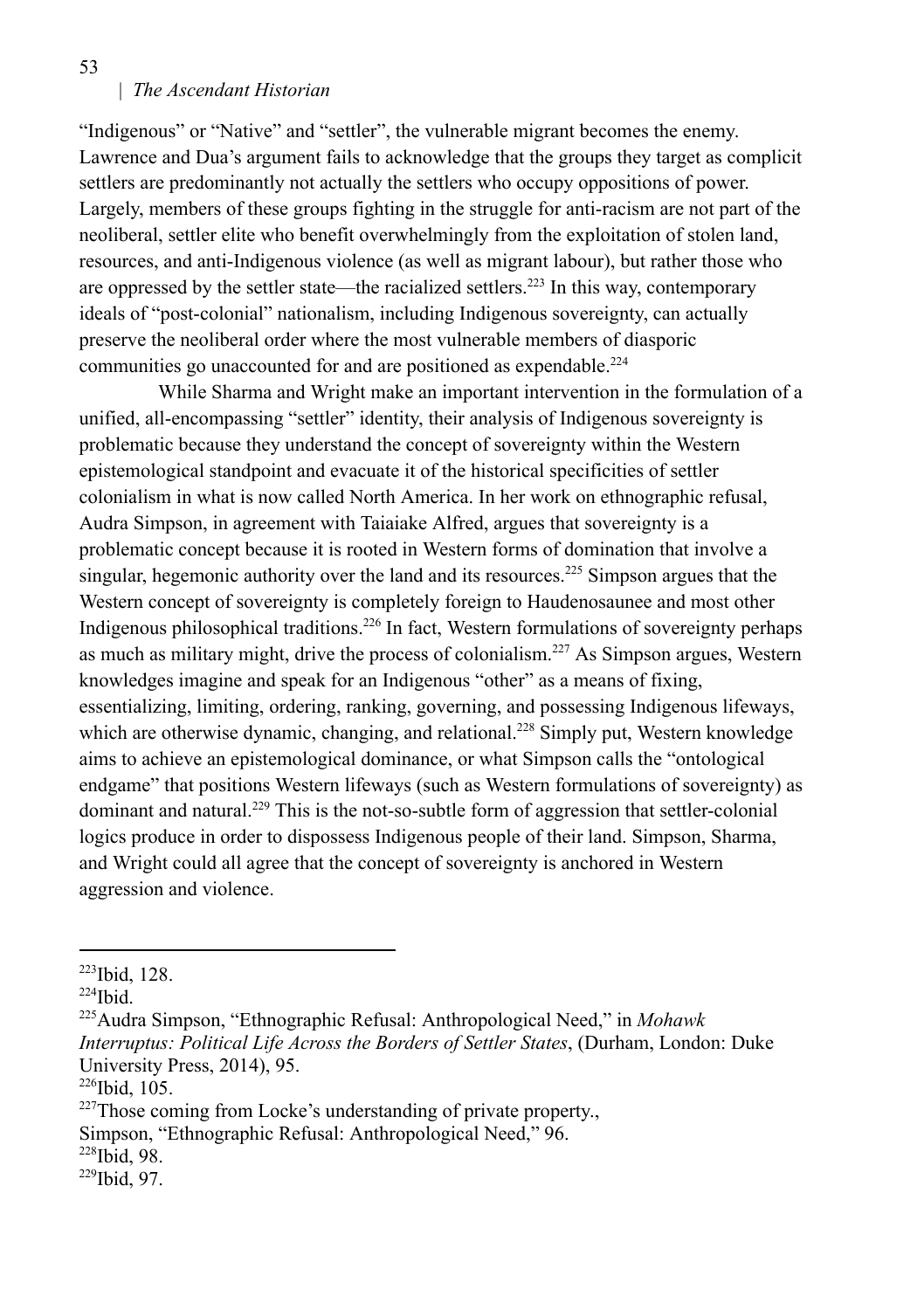"Indigenous" or "Native" and "settler", the vulnerable migrant becomes the enemy. Lawrence and Dua's argument fails to acknowledge that the groups they target as complicit settlers are predominantly not actually the settlers who occupy oppositions of power. Largely, members of these groups fighting in the struggle for anti-racism are not part of the neoliberal, settler elite who benefit overwhelmingly from the exploitation of stolen land, resources, and anti-Indigenous violence (as well as migrant labour), but rather those who are oppressed by the settler state—the racialized settlers.[223] In this way, contemporary ideals of "post-colonial" nationalism, including Indigenous sovereignty, can actually preserve the neoliberal order where the most vulnerable members of diasporic communities go unaccounted for and are positioned as expendable.[224]

While Sharma and Wright make an important intervention in the formulation of a unified, all-encompassing "settler" identity, their analysis of Indigenous sovereignty is problematic because they understand the concept of sovereignty within the Western epistemological standpoint and evacuate it of the historical specificities of settler colonialism in what is now called North America. In her work on ethnographic refusal, Audra Simpson, in agreement with Taiaiake Alfred, argues that sovereignty is a problematic concept because it is rooted in Western forms of domination that involve a singular, hegemonic authority over the land and its resources.[225] Simpson argues that the Western concept of sovereignty is completely foreign to Haudenosaunee and most other Indigenous philosophical traditions.[226] In fact, Western formulations of sovereignty perhaps as much as military might, drive the process of colonialism.[227] As Simpson argues, Western knowledges imagine and speak for an Indigenous "other" as a means of fixing, essentializing, limiting, ordering, ranking, governing, and possessing Indigenous lifeways, which are otherwise dynamic, changing, and relational.[228] Simply put, Western knowledge aims to achieve an epistemological dominance, or what Simpson calls the "ontological endgame" that positions Western lifeways (such as Western formulations of sovereignty) as dominant and natural.[229] This is the not-so-subtle form of aggression that settler-colonial logics produce in order to dispossess Indigenous people of their land. Simpson, Sharma, and Wright could all agree that the concept of sovereignty is anchored in Western aggression and violence.

---

[223]Ibid, 128.

[224]Ibid.

[225]Audra Simpson, "Ethnographic Refusal: Anthropological Need," in *Mohawk Interruptus: Political Life Across the Borders of Settler States*, (Durham, London: Duke University Press, 2014), 95.

[226]Ibid, 105.

[227]Those coming from Locke's understanding of private property., Simpson, "Ethnographic Refusal: Anthropological Need," 96.

[228]Ibid, 98.

[229]Ibid, 97.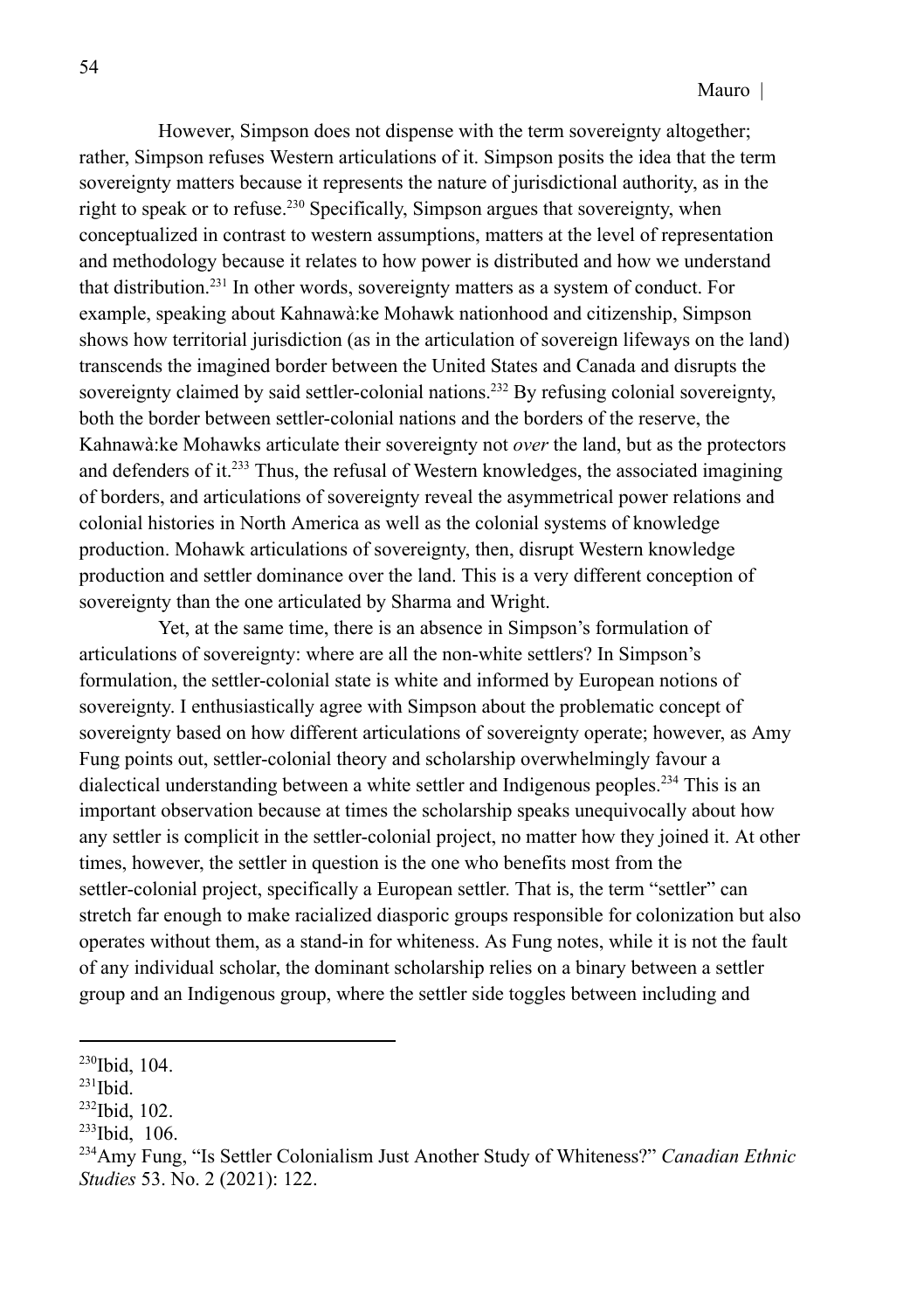However, Simpson does not dispense with the term sovereignty altogether; rather, Simpson refuses Western articulations of it. Simpson posits the idea that the term sovereignty matters because it represents the nature of jurisdictional authority, as in the right to speak or to refuse.[230] Specifically, Simpson argues that sovereignty, when conceptualized in contrast to western assumptions, matters at the level of representation and methodology because it relates to how power is distributed and how we understand that distribution.[231] In other words, sovereignty matters as a system of conduct. For example, speaking about Kahnawà:ke Mohawk nationhood and citizenship, Simpson shows how territorial jurisdiction (as in the articulation of sovereign lifeways on the land) transcends the imagined border between the United States and Canada and disrupts the sovereignty claimed by said settler-colonial nations.[232] By refusing colonial sovereignty, both the border between settler-colonial nations and the borders of the reserve, the Kahnawà:ke Mohawks articulate their sovereignty not *over* the land, but as the protectors and defenders of it.[233] Thus, the refusal of Western knowledges, the associated imagining of borders, and articulations of sovereignty reveal the asymmetrical power relations and colonial histories in North America as well as the colonial systems of knowledge production. Mohawk articulations of sovereignty, then, disrupt Western knowledge production and settler dominance over the land. This is a very different conception of sovereignty than the one articulated by Sharma and Wright.

Yet, at the same time, there is an absence in Simpson's formulation of articulations of sovereignty: where are all the non-white settlers? In Simpson's formulation, the settler-colonial state is white and informed by European notions of sovereignty. I enthusiastically agree with Simpson about the problematic concept of sovereignty based on how different articulations of sovereignty operate; however, as Amy Fung points out, settler-colonial theory and scholarship overwhelmingly favour a dialectical understanding between a white settler and Indigenous peoples.[234] This is an important observation because at times the scholarship speaks unequivocally about how any settler is complicit in the settler-colonial project, no matter how they joined it. At other times, however, the settler in question is the one who benefits most from the settler-colonial project, specifically a European settler. That is, the term "settler" can stretch far enough to make racialized diasporic groups responsible for colonization but also operates without them, as a stand-in for whiteness. As Fung notes, while it is not the fault of any individual scholar, the dominant scholarship relies on a binary between a settler group and an Indigenous group, where the settler side toggles between including and

---

[230] Ibid, 104.

[231] Ibid.

[232] Ibid, 102.

[233] Ibid, 106.

[234] Amy Fung, "Is Settler Colonialism Just Another Study of Whiteness?" *Canadian Ethnic Studies* 53. No. 2 (2021): 122.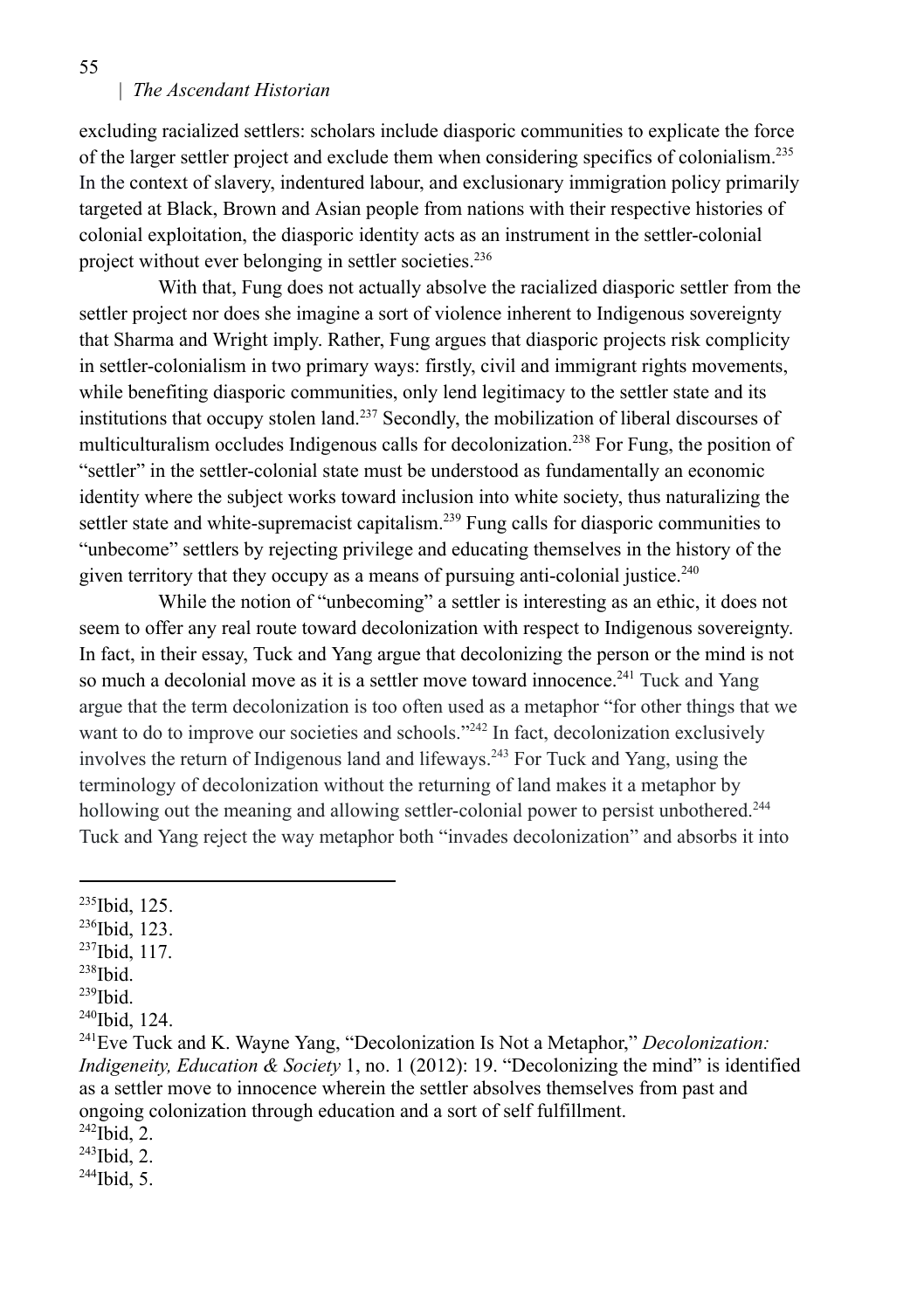excluding racialized settlers: scholars include diasporic communities to explicate the force of the larger settler project and exclude them when considering specifics of colonialism.[235] In the context of slavery, indentured labour, and exclusionary immigration policy primarily targeted at Black, Brown and Asian people from nations with their respective histories of colonial exploitation, the diasporic identity acts as an instrument in the settler-colonial project without ever belonging in settler societies.[236]

With that, Fung does not actually absolve the racialized diasporic settler from the settler project nor does she imagine a sort of violence inherent to Indigenous sovereignty that Sharma and Wright imply. Rather, Fung argues that diasporic projects risk complicity in settler-colonialism in two primary ways: firstly, civil and immigrant rights movements, while benefiting diasporic communities, only lend legitimacy to the settler state and its institutions that occupy stolen land.[237] Secondly, the mobilization of liberal discourses of multiculturalism occludes Indigenous calls for decolonization.[238] For Fung, the position of "settler" in the settler-colonial state must be understood as fundamentally an economic identity where the subject works toward inclusion into white society, thus naturalizing the settler state and white-supremacist capitalism.[239] Fung calls for diasporic communities to "unbecome" settlers by rejecting privilege and educating themselves in the history of the given territory that they occupy as a means of pursuing anti-colonial justice.[240]

While the notion of "unbecoming" a settler is interesting as an ethic, it does not seem to offer any real route toward decolonization with respect to Indigenous sovereignty. In fact, in their essay, Tuck and Yang argue that decolonizing the person or the mind is not so much a decolonial move as it is a settler move toward innocence.[241] Tuck and Yang argue that the term decolonization is too often used as a metaphor "for other things that we want to do to improve our societies and schools."[242] In fact, decolonization exclusively involves the return of Indigenous land and lifeways.[243] For Tuck and Yang, using the terminology of decolonization without the returning of land makes it a metaphor by hollowing out the meaning and allowing settler-colonial power to persist unbothered.[244] Tuck and Yang reject the way metaphor both "invades decolonization" and absorbs it into

---

[235] Ibid, 125.
[236] Ibid, 123.
[237] Ibid, 117.
[238] Ibid.
[239] Ibid.
[240] Ibid, 124.
[241] Eve Tuck and K. Wayne Yang, "Decolonization Is Not a Metaphor," *Decolonization: Indigeneity, Education & Society* 1, no. 1 (2012): 19. "Decolonizing the mind" is identified as a settler move to innocence wherein the settler absolves themselves from past and ongoing colonization through education and a sort of self fulfillment.
[242] Ibid, 2.
[243] Ibid, 2.
[244] Ibid, 5.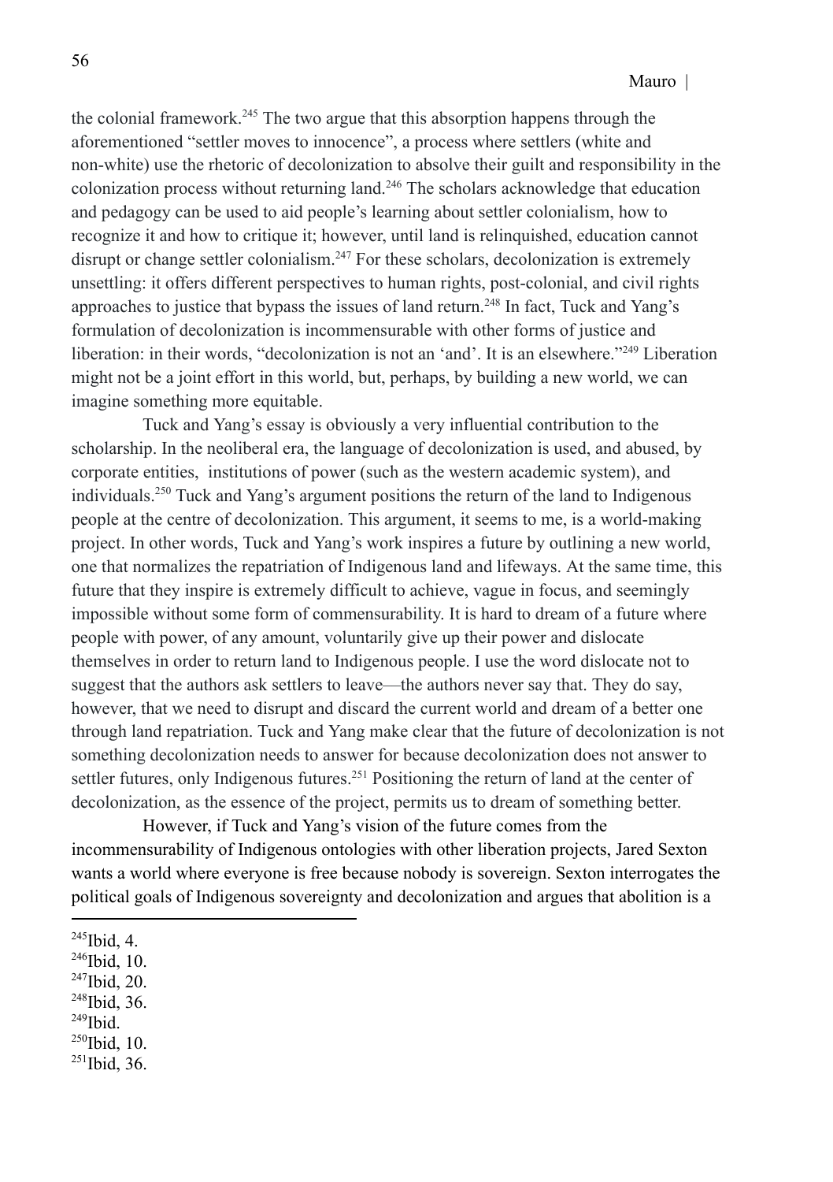the colonial framework.[245] The two argue that this absorption happens through the aforementioned "settler moves to innocence", a process where settlers (white and non-white) use the rhetoric of decolonization to absolve their guilt and responsibility in the colonization process without returning land.[246] The scholars acknowledge that education and pedagogy can be used to aid people's learning about settler colonialism, how to recognize it and how to critique it; however, until land is relinquished, education cannot disrupt or change settler colonialism.[247] For these scholars, decolonization is extremely unsettling: it offers different perspectives to human rights, post-colonial, and civil rights approaches to justice that bypass the issues of land return.[248] In fact, Tuck and Yang's formulation of decolonization is incommensurable with other forms of justice and liberation: in their words, "decolonization is not an 'and'. It is an elsewhere."[249] Liberation might not be a joint effort in this world, but, perhaps, by building a new world, we can imagine something more equitable.

Tuck and Yang's essay is obviously a very influential contribution to the scholarship. In the neoliberal era, the language of decolonization is used, and abused, by corporate entities, institutions of power (such as the western academic system), and individuals.[250] Tuck and Yang's argument positions the return of the land to Indigenous people at the centre of decolonization. This argument, it seems to me, is a world-making project. In other words, Tuck and Yang's work inspires a future by outlining a new world, one that normalizes the repatriation of Indigenous land and lifeways. At the same time, this future that they inspire is extremely difficult to achieve, vague in focus, and seemingly impossible without some form of commensurability. It is hard to dream of a future where people with power, of any amount, voluntarily give up their power and dislocate themselves in order to return land to Indigenous people. I use the word dislocate not to suggest that the authors ask settlers to leave—the authors never say that. They do say, however, that we need to disrupt and discard the current world and dream of a better one through land repatriation. Tuck and Yang make clear that the future of decolonization is not something decolonization needs to answer for because decolonization does not answer to settler futures, only Indigenous futures.[251] Positioning the return of land at the center of decolonization, as the essence of the project, permits us to dream of something better.

However, if Tuck and Yang's vision of the future comes from the incommensurability of Indigenous ontologies with other liberation projects, Jared Sexton wants a world where everyone is free because nobody is sovereign. Sexton interrogates the political goals of Indigenous sovereignty and decolonization and argues that abolition is a

[245] Ibid, 4.
[246] Ibid, 10.
[247] Ibid, 20.
[248] Ibid, 36.
[249] Ibid.
[250] Ibid, 10.
[251] Ibid, 36.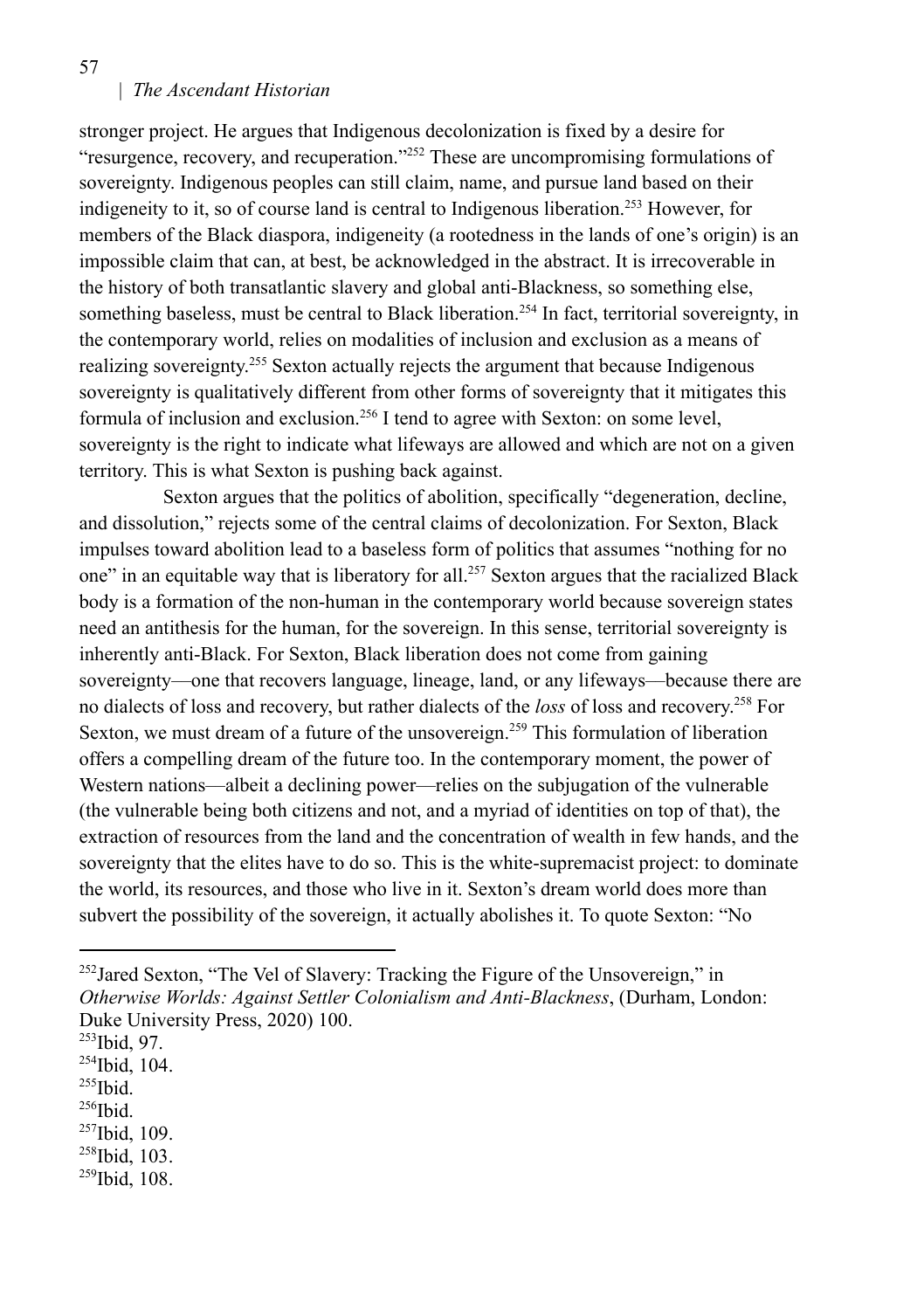stronger project. He argues that Indigenous decolonization is fixed by a desire for "resurgence, recovery, and recuperation."[252] These are uncompromising formulations of sovereignty. Indigenous peoples can still claim, name, and pursue land based on their indigeneity to it, so of course land is central to Indigenous liberation.[253] However, for members of the Black diaspora, indigeneity (a rootedness in the lands of one's origin) is an impossible claim that can, at best, be acknowledged in the abstract. It is irrecoverable in the history of both transatlantic slavery and global anti-Blackness, so something else, something baseless, must be central to Black liberation.[254] In fact, territorial sovereignty, in the contemporary world, relies on modalities of inclusion and exclusion as a means of realizing sovereignty.[255] Sexton actually rejects the argument that because Indigenous sovereignty is qualitatively different from other forms of sovereignty that it mitigates this formula of inclusion and exclusion.[256] I tend to agree with Sexton: on some level, sovereignty is the right to indicate what lifeways are allowed and which are not on a given territory. This is what Sexton is pushing back against.

Sexton argues that the politics of abolition, specifically "degeneration, decline, and dissolution," rejects some of the central claims of decolonization. For Sexton, Black impulses toward abolition lead to a baseless form of politics that assumes "nothing for no one" in an equitable way that is liberatory for all.[257] Sexton argues that the racialized Black body is a formation of the non-human in the contemporary world because sovereign states need an antithesis for the human, for the sovereign. In this sense, territorial sovereignty is inherently anti-Black. For Sexton, Black liberation does not come from gaining sovereignty—one that recovers language, lineage, land, or any lifeways—because there are no dialects of loss and recovery, but rather dialects of the *loss* of loss and recovery.[258] For Sexton, we must dream of a future of the unsovereign.[259] This formulation of liberation offers a compelling dream of the future too. In the contemporary moment, the power of Western nations—albeit a declining power—relies on the subjugation of the vulnerable (the vulnerable being both citizens and not, and a myriad of identities on top of that), the extraction of resources from the land and the concentration of wealth in few hands, and the sovereignty that the elites have to do so. This is the white-supremacist project: to dominate the world, its resources, and those who live in it. Sexton's dream world does more than subvert the possibility of the sovereign, it actually abolishes it. To quote Sexton: "No

---

[252] Jared Sexton, "The Vel of Slavery: Tracking the Figure of the Unsovereign," in *Otherwise Worlds: Against Settler Colonialism and Anti-Blackness*, (Durham, London: Duke University Press, 2020) 100.

[253] Ibid, 97.

[254] Ibid, 104.

[255] Ibid.

[256] Ibid.

[257] Ibid, 109.

[258] Ibid, 103.

[259] Ibid, 108.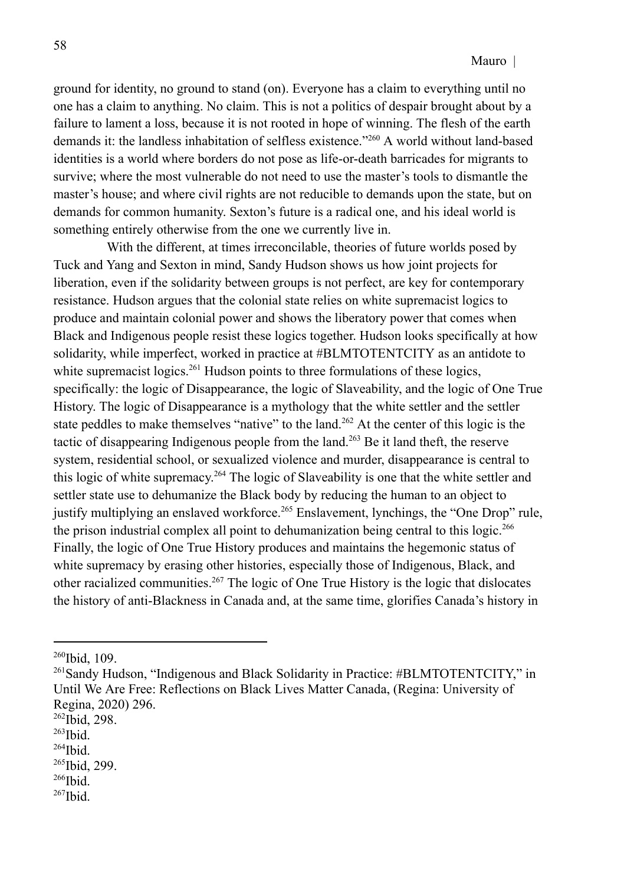ground for identity, no ground to stand (on). Everyone has a claim to everything until no one has a claim to anything. No claim. This is not a politics of despair brought about by a failure to lament a loss, because it is not rooted in hope of winning. The flesh of the earth demands it: the landless inhabitation of selfless existence."[260] A world without land-based identities is a world where borders do not pose as life-or-death barricades for migrants to survive; where the most vulnerable do not need to use the master's tools to dismantle the master's house; and where civil rights are not reducible to demands upon the state, but on demands for common humanity. Sexton's future is a radical one, and his ideal world is something entirely otherwise from the one we currently live in.

With the different, at times irreconcilable, theories of future worlds posed by Tuck and Yang and Sexton in mind, Sandy Hudson shows us how joint projects for liberation, even if the solidarity between groups is not perfect, are key for contemporary resistance. Hudson argues that the colonial state relies on white supremacist logics to produce and maintain colonial power and shows the liberatory power that comes when Black and Indigenous people resist these logics together. Hudson looks specifically at how solidarity, while imperfect, worked in practice at #BLMTOTENTCITY as an antidote to white supremacist logics.[261] Hudson points to three formulations of these logics, specifically: the logic of Disappearance, the logic of Slaveability, and the logic of One True History. The logic of Disappearance is a mythology that the white settler and the settler state peddles to make themselves "native" to the land.[262] At the center of this logic is the tactic of disappearing Indigenous people from the land.[263] Be it land theft, the reserve system, residential school, or sexualized violence and murder, disappearance is central to this logic of white supremacy.[264] The logic of Slaveability is one that the white settler and settler state use to dehumanize the Black body by reducing the human to an object to justify multiplying an enslaved workforce.[265] Enslavement, lynchings, the "One Drop" rule, the prison industrial complex all point to dehumanization being central to this logic.[266] Finally, the logic of One True History produces and maintains the hegemonic status of white supremacy by erasing other histories, especially those of Indigenous, Black, and other racialized communities.[267] The logic of One True History is the logic that dislocates the history of anti-Blackness in Canada and, at the same time, glorifies Canada's history in

---

[260] Ibid, 109.

[261] Sandy Hudson, "Indigenous and Black Solidarity in Practice: #BLMTOTENTCITY," in Until We Are Free: Reflections on Black Lives Matter Canada, (Regina: University of Regina, 2020) 296.

[262] Ibid, 298.

[263] Ibid.

[264] Ibid.

[265] Ibid, 299.

[266] Ibid.

[267] Ibid.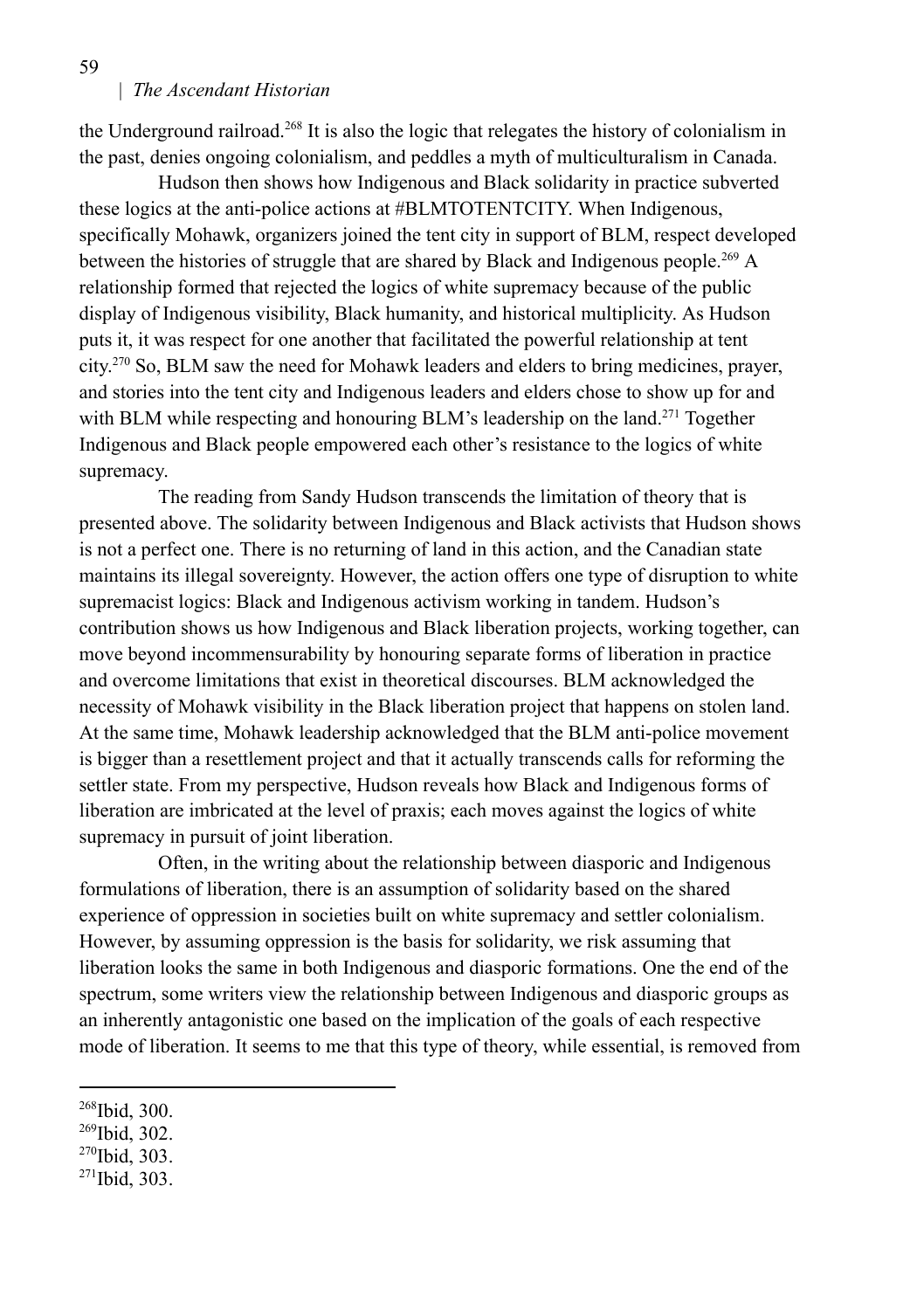the Underground railroad.[268] It is also the logic that relegates the history of colonialism in the past, denies ongoing colonialism, and peddles a myth of multiculturalism in Canada.

Hudson then shows how Indigenous and Black solidarity in practice subverted these logics at the anti-police actions at #BLMTOTENTCITY. When Indigenous, specifically Mohawk, organizers joined the tent city in support of BLM, respect developed between the histories of struggle that are shared by Black and Indigenous people.[269] A relationship formed that rejected the logics of white supremacy because of the public display of Indigenous visibility, Black humanity, and historical multiplicity. As Hudson puts it, it was respect for one another that facilitated the powerful relationship at tent city.[270] So, BLM saw the need for Mohawk leaders and elders to bring medicines, prayer, and stories into the tent city and Indigenous leaders and elders chose to show up for and with BLM while respecting and honouring BLM's leadership on the land.[271] Together Indigenous and Black people empowered each other's resistance to the logics of white supremacy.

The reading from Sandy Hudson transcends the limitation of theory that is presented above. The solidarity between Indigenous and Black activists that Hudson shows is not a perfect one. There is no returning of land in this action, and the Canadian state maintains its illegal sovereignty. However, the action offers one type of disruption to white supremacist logics: Black and Indigenous activism working in tandem. Hudson's contribution shows us how Indigenous and Black liberation projects, working together, can move beyond incommensurability by honouring separate forms of liberation in practice and overcome limitations that exist in theoretical discourses. BLM acknowledged the necessity of Mohawk visibility in the Black liberation project that happens on stolen land. At the same time, Mohawk leadership acknowledged that the BLM anti-police movement is bigger than a resettlement project and that it actually transcends calls for reforming the settler state. From my perspective, Hudson reveals how Black and Indigenous forms of liberation are imbricated at the level of praxis; each moves against the logics of white supremacy in pursuit of joint liberation.

Often, in the writing about the relationship between diasporic and Indigenous formulations of liberation, there is an assumption of solidarity based on the shared experience of oppression in societies built on white supremacy and settler colonialism. However, by assuming oppression is the basis for solidarity, we risk assuming that liberation looks the same in both Indigenous and diasporic formations. One the end of the spectrum, some writers view the relationship between Indigenous and diasporic groups as an inherently antagonistic one based on the implication of the goals of each respective mode of liberation. It seems to me that this type of theory, while essential, is removed from

---

[268]Ibid, 300.

[269]Ibid, 302.

[270]Ibid, 303.

[271]Ibid, 303.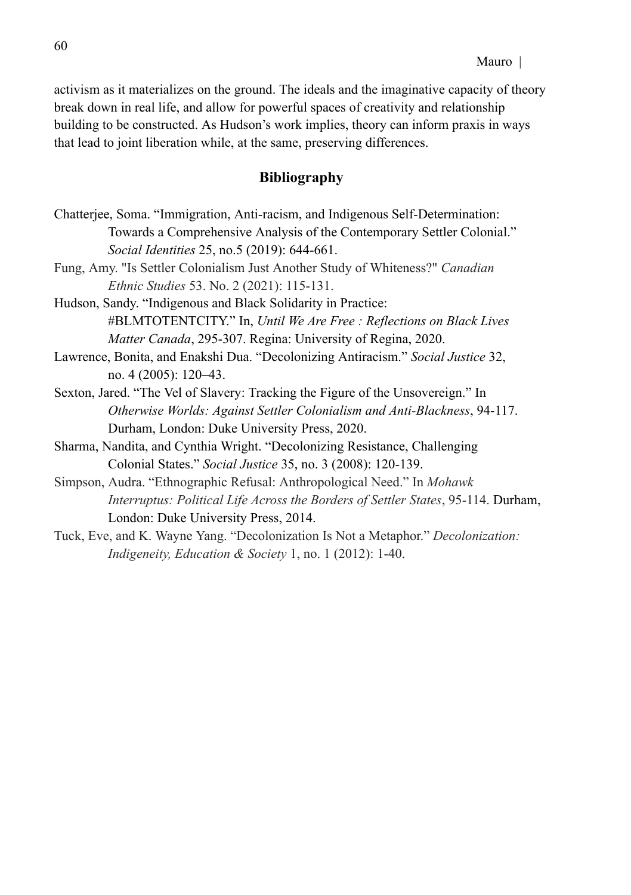activism as it materializes on the ground. The ideals and the imaginative capacity of theory break down in real life, and allow for powerful spaces of creativity and relationship building to be constructed. As Hudson's work implies, theory can inform praxis in ways that lead to joint liberation while, at the same, preserving differences.

## Bibliography

Chatterjee, Soma. "Immigration, Anti-racism, and Indigenous Self-Determination: Towards a Comprehensive Analysis of the Contemporary Settler Colonial." *Social Identities* 25, no.5 (2019): 644-661.

Fung, Amy. "Is Settler Colonialism Just Another Study of Whiteness?" *Canadian Ethnic Studies* 53. No. 2 (2021): 115-131.

Hudson, Sandy. "Indigenous and Black Solidarity in Practice: #BLMTOTENTCITY." In, *Until We Are Free : Reflections on Black Lives Matter Canada*, 295-307. Regina: University of Regina, 2020.

Lawrence, Bonita, and Enakshi Dua. "Decolonizing Antiracism." *Social Justice* 32, no. 4 (2005): 120–43.

Sexton, Jared. "The Vel of Slavery: Tracking the Figure of the Unsovereign." In *Otherwise Worlds: Against Settler Colonialism and Anti-Blackness*, 94-117. Durham, London: Duke University Press, 2020.

Sharma, Nandita, and Cynthia Wright. "Decolonizing Resistance, Challenging Colonial States." *Social Justice* 35, no. 3 (2008): 120-139.

Simpson, Audra. "Ethnographic Refusal: Anthropological Need." In *Mohawk Interruptus: Political Life Across the Borders of Settler States*, 95-114. Durham, London: Duke University Press, 2014.

Tuck, Eve, and K. Wayne Yang. "Decolonization Is Not a Metaphor." *Decolonization: Indigeneity, Education & Society* 1, no. 1 (2012): 1-40.